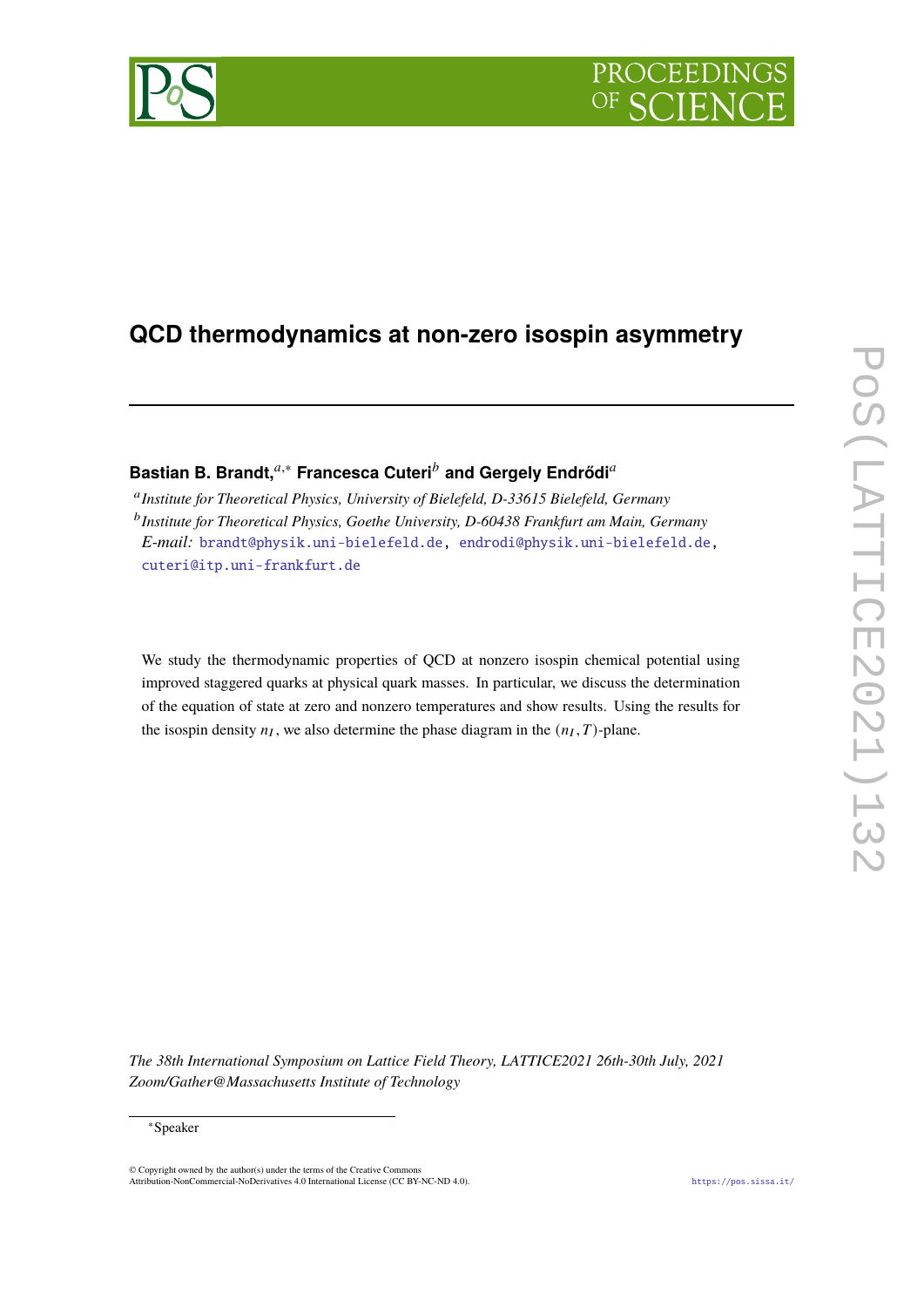# QCD thermodynamics at non-zero isospin asymmetry

**Bastian B. Brandt,**[a,*] **Francesca Cuteri**[b] **and Gergely Endrődi**[a]

[a] *Institute for Theoretical Physics, University of Bielefeld, D-33615 Bielefeld, Germany*

[b] *Institute for Theoretical Physics, Goethe University, D-60438 Frankfurt am Main, Germany*

*E-mail:* brandt@physik.uni-bielefeld.de, endrodi@physik.uni-bielefeld.de, cuteri@itp.uni-frankfurt.de

We study the thermodynamic properties of QCD at nonzero isospin chemical potential using improved staggered quarks at physical quark masses. In particular, we discuss the determination of the equation of state at zero and nonzero temperatures and show results. Using the results for the isospin density $n_I$, we also determine the phase diagram in the $(n_I, T)$-plane.

*The 38th International Symposium on Lattice Field Theory, LATTICE2021 26th-30th July, 2021 Zoom/Gather@Massachusetts Institute of Technology*

[*] Speaker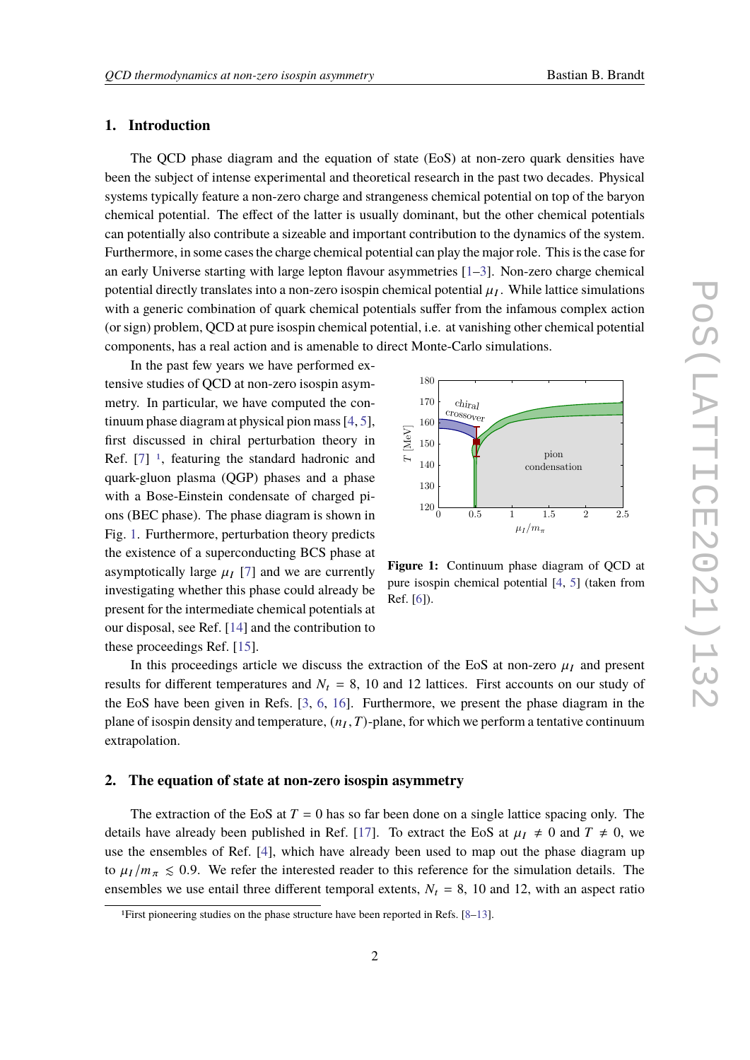## 1. Introduction

The QCD phase diagram and the equation of state (EoS) at non-zero quark densities have been the subject of intense experimental and theoretical research in the past two decades. Physical systems typically feature a non-zero charge and strangeness chemical potential on top of the baryon chemical potential. The effect of the latter is usually dominant, but the other chemical potentials can potentially also contribute a sizeable and important contribution to the dynamics of the system. Furthermore, in some cases the charge chemical potential can play the major role. This is the case for an early Universe starting with large lepton flavour asymmetries [1–3]. Non-zero charge chemical potential directly translates into a non-zero isospin chemical potential $\mu_I$. While lattice simulations with a generic combination of quark chemical potentials suffer from the infamous complex action (or sign) problem, QCD at pure isospin chemical potential, i.e. at vanishing other chemical potential components, has a real action and is amenable to direct Monte-Carlo simulations.

In the past few years we have performed extensive studies of QCD at non-zero isospin asymmetry. In particular, we have computed the continuum phase diagram at physical pion mass [4, 5], first discussed in chiral perturbation theory in Ref. [7] [1], featuring the standard hadronic and quark-gluon plasma (QGP) phases and a phase with a Bose-Einstein condensate of charged pions (BEC phase). The phase diagram is shown in Fig. 1. Furthermore, perturbation theory predicts the existence of a superconducting BCS phase at asymptotically large $\mu_I$ [7] and we are currently investigating whether this phase could already be present for the intermediate chemical potentials at our disposal, see Ref. [14] and the contribution to these proceedings Ref. [15].

**Figure 1:** Continuum phase diagram of QCD at pure isospin chemical potential [4, 5] (taken from Ref. [6]).

In this proceedings article we discuss the extraction of the EoS at non-zero $\mu_I$ and present results for different temperatures and $N_t = 8$, 10 and 12 lattices. First accounts on our study of the EoS have been given in Refs. [3, 6, 16]. Furthermore, we present the phase diagram in the plane of isospin density and temperature, $(n_I, T)$-plane, for which we perform a tentative continuum extrapolation.

## 2. The equation of state at non-zero isospin asymmetry

The extraction of the EoS at $T = 0$ has so far been done on a single lattice spacing only. The details have already been published in Ref. [17]. To extract the EoS at $\mu_I \neq 0$ and $T \neq 0$, we use the ensembles of Ref. [4], which have already been used to map out the phase diagram up to $\mu_I/m_\pi \lesssim 0.9$. We refer the interested reader to this reference for the simulation details. The ensembles we use entail three different temporal extents, $N_t = 8$, 10 and 12, with an aspect ratio

[1] First pioneering studies on the phase structure have been reported in Refs. [8–13].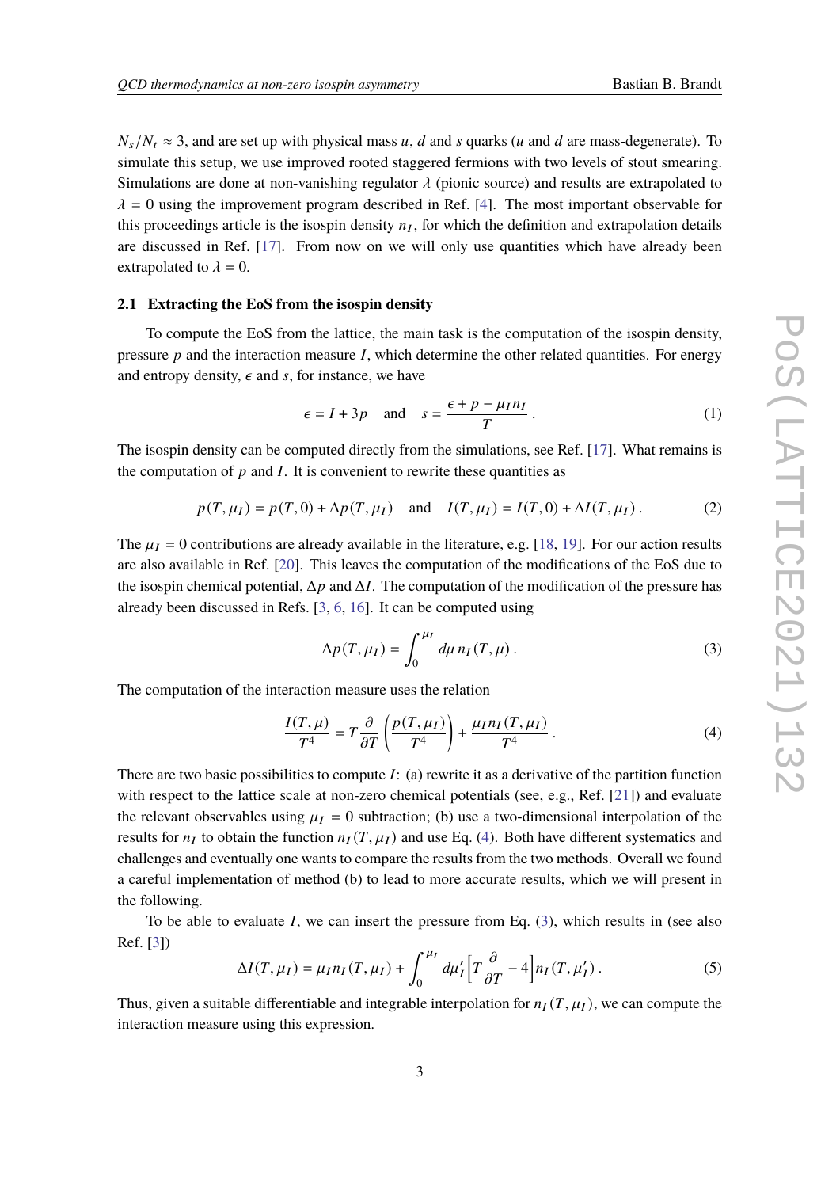$N_s/N_t \approx 3$, and are set up with physical mass $u$, $d$ and $s$ quarks ($u$ and $d$ are mass-degenerate). To simulate this setup, we use improved rooted staggered fermions with two levels of stout smearing. Simulations are done at non-vanishing regulator $\lambda$ (pionic source) and results are extrapolated to $\lambda = 0$ using the improvement program described in Ref. [4]. The most important observable for this proceedings article is the isospin density $n_I$, for which the definition and extrapolation details are discussed in Ref. [17]. From now on we will only use quantities which have already been extrapolated to $\lambda = 0$.

### 2.1 Extracting the EoS from the isospin density

To compute the EoS from the lattice, the main task is the computation of the isospin density, pressure $p$ and the interaction measure $I$, which determine the other related quantities. For energy and entropy density, $\epsilon$ and $s$, for instance, we have

$$\epsilon = I + 3p \quad \text{and} \quad s = \frac{\epsilon + p - \mu_I n_I}{T} . \tag{1}$$

The isospin density can be computed directly from the simulations, see Ref. [17]. What remains is the computation of $p$ and $I$. It is convenient to rewrite these quantities as

$$p(T, \mu_I) = p(T, 0) + \Delta p(T, \mu_I) \quad \text{and} \quad I(T, \mu_I) = I(T, 0) + \Delta I(T, \mu_I) . \tag{2}$$

The $\mu_I = 0$ contributions are already available in the literature, e.g. [18, 19]. For our action results are also available in Ref. [20]. This leaves the computation of the modifications of the EoS due to the isospin chemical potential, $\Delta p$ and $\Delta I$. The computation of the modification of the pressure has already been discussed in Refs. [3, 6, 16]. It can be computed using

$$\Delta p(T, \mu_I) = \int_0^{\mu_I} d\mu \, n_I(T, \mu) . \tag{3}$$

The computation of the interaction measure uses the relation

$$\frac{I(T, \mu)}{T^4} = T \frac{\partial}{\partial T} \left( \frac{p(T, \mu_I)}{T^4} \right) + \frac{\mu_I n_I(T, \mu_I)}{T^4} . \tag{4}$$

There are two basic possibilities to compute $I$: (a) rewrite it as a derivative of the partition function with respect to the lattice scale at non-zero chemical potentials (see, e.g., Ref. [21]) and evaluate the relevant observables using $\mu_I = 0$ subtraction; (b) use a two-dimensional interpolation of the results for $n_I$ to obtain the function $n_I(T, \mu_I)$ and use Eq. (4). Both have different systematics and challenges and eventually one wants to compare the results from the two methods. Overall we found a careful implementation of method (b) to lead to more accurate results, which we will present in the following.

To be able to evaluate $I$, we can insert the pressure from Eq. (3), which results in (see also Ref. [3])

$$\Delta I(T, \mu_I) = \mu_I n_I(T, \mu_I) + \int_0^{\mu_I} d\mu_I' \Big[ T \frac{\partial}{\partial T} - 4 \Big] n_I(T, \mu_I') . \tag{5}$$

Thus, given a suitable differentiable and integrable interpolation for $n_I(T, \mu_I)$, we can compute the interaction measure using this expression.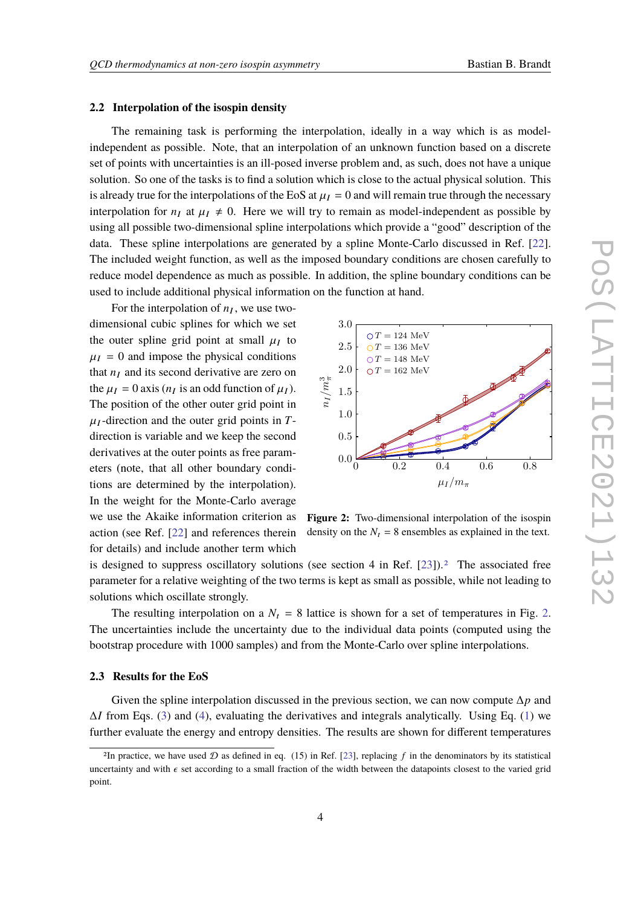### 2.2 Interpolation of the isospin density

The remaining task is performing the interpolation, ideally in a way which is as model-independent as possible. Note, that an interpolation of an unknown function based on a discrete set of points with uncertainties is an ill-posed inverse problem and, as such, does not have a unique solution. So one of the tasks is to find a solution which is close to the actual physical solution. This is already true for the interpolations of the EoS at $\mu_I = 0$ and will remain true through the necessary interpolation for $n_I$ at $\mu_I \neq 0$. Here we will try to remain as model-independent as possible by using all possible two-dimensional spline interpolations which provide a "good" description of the data. These spline interpolations are generated by a spline Monte-Carlo discussed in Ref. [22]. The included weight function, as well as the imposed boundary conditions are chosen carefully to reduce model dependence as much as possible. In addition, the spline boundary conditions can be used to include additional physical information on the function at hand.

For the interpolation of $n_I$, we use two-dimensional cubic splines for which we set the outer spline grid point at small $\mu_I$ to $\mu_I = 0$ and impose the physical conditions that $n_I$ and its second derivative are zero on the $\mu_I = 0$ axis ($n_I$ is an odd function of $\mu_I$). The position of the other outer grid point in $\mu_I$-direction and the outer grid points in $T$-direction is variable and we keep the second derivatives at the outer points as free parameters (note, that all other boundary conditions are determined by the interpolation). In the weight for the Monte-Carlo average we use the Akaike information criterion as action (see Ref. [22] and references therein for details) and include another term which is designed to suppress oscillatory solutions (see section 4 in Ref. [23]).[2] The associated free parameter for a relative weighting of the two terms is kept as small as possible, while not leading to solutions which oscillate strongly.

**Figure 2:** Two-dimensional interpolation of the isospin density on the $N_t = 8$ ensembles as explained in the text.

The resulting interpolation on a $N_t = 8$ lattice is shown for a set of temperatures in Fig. 2. The uncertainties include the uncertainty due to the individual data points (computed using the bootstrap procedure with 1000 samples) and from the Monte-Carlo over spline interpolations.

### 2.3 Results for the EoS

Given the spline interpolation discussed in the previous section, we can now compute $\Delta p$ and $\Delta I$ from Eqs. (3) and (4), evaluating the derivatives and integrals analytically. Using Eq. (1) we further evaluate the energy and entropy densities. The results are shown for different temperatures

[2] In practice, we have used $\mathcal{D}$ as defined in eq. (15) in Ref. [23], replacing $f$ in the denominators by its statistical uncertainty and with $\epsilon$ set according to a small fraction of the width between the datapoints closest to the varied grid point.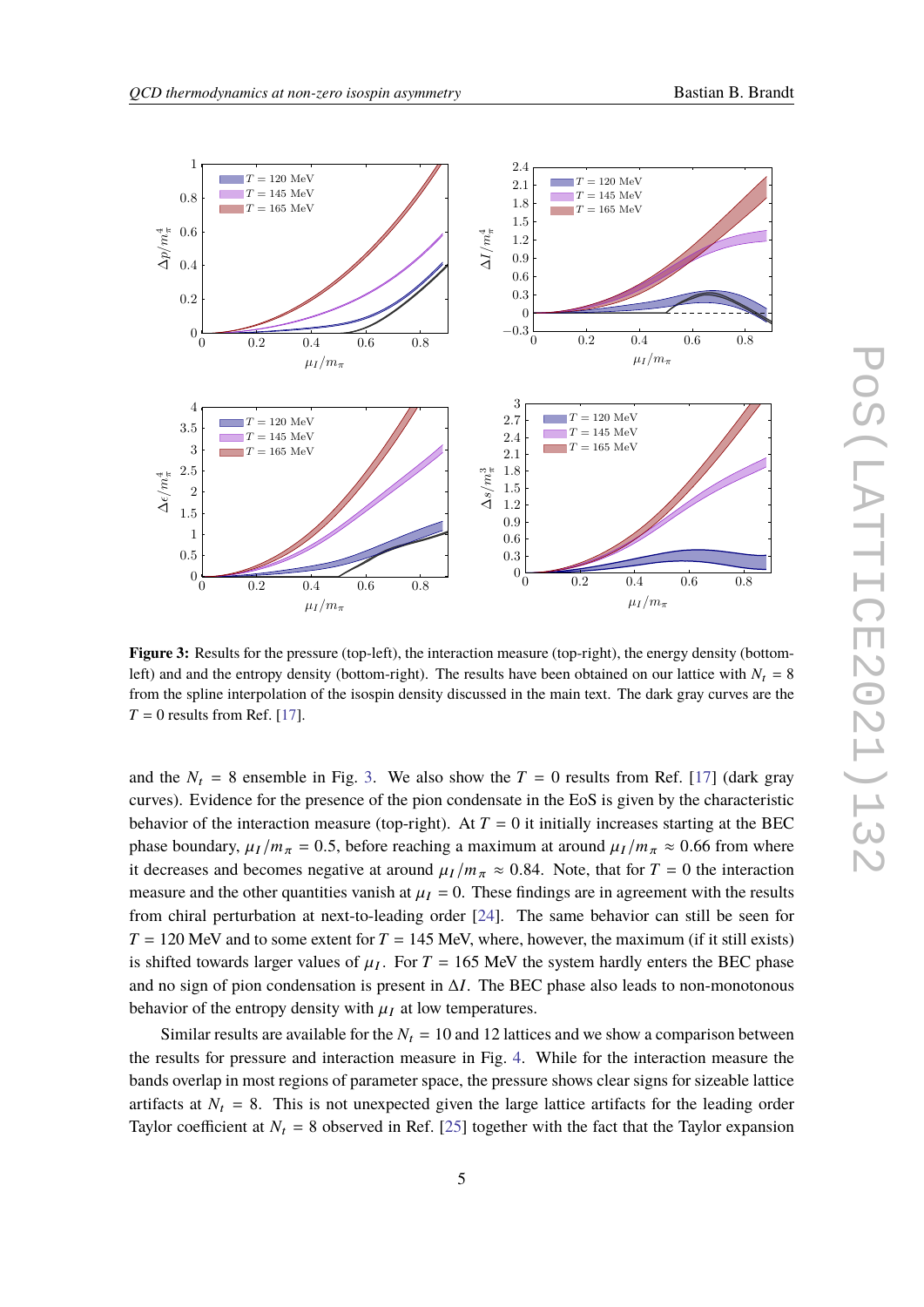**Figure 3:** Results for the pressure (top-left), the interaction measure (top-right), the energy density (bottom-left) and and the entropy density (bottom-right). The results have been obtained on our lattice with $N_t = 8$ from the spline interpolation of the isospin density discussed in the main text. The dark gray curves are the $T = 0$ results from Ref. [17].

and the $N_t = 8$ ensemble in Fig. 3. We also show the $T = 0$ results from Ref. [17] (dark gray curves). Evidence for the presence of the pion condensate in the EoS is given by the characteristic behavior of the interaction measure (top-right). At $T = 0$ it initially increases starting at the BEC phase boundary, $\mu_I/m_\pi = 0.5$, before reaching a maximum at around $\mu_I/m_\pi \approx 0.66$ from where it decreases and becomes negative at around $\mu_I/m_\pi \approx 0.84$. Note, that for $T = 0$ the interaction measure and the other quantities vanish at $\mu_I = 0$. These findings are in agreement with the results from chiral perturbation at next-to-leading order [24]. The same behavior can still be seen for $T = 120$ MeV and to some extent for $T = 145$ MeV, where, however, the maximum (if it still exists) is shifted towards larger values of $\mu_I$. For $T = 165$ MeV the system hardly enters the BEC phase and no sign of pion condensation is present in $\Delta I$. The BEC phase also leads to non-monotonous behavior of the entropy density with $\mu_I$ at low temperatures.

Similar results are available for the $N_t = 10$ and 12 lattices and we show a comparison between the results for pressure and interaction measure in Fig. 4. While for the interaction measure the bands overlap in most regions of parameter space, the pressure shows clear signs for sizeable lattice artifacts at $N_t = 8$. This is not unexpected given the large lattice artifacts for the leading order Taylor coefficient at $N_t = 8$ observed in Ref. [25] together with the fact that the Taylor expansion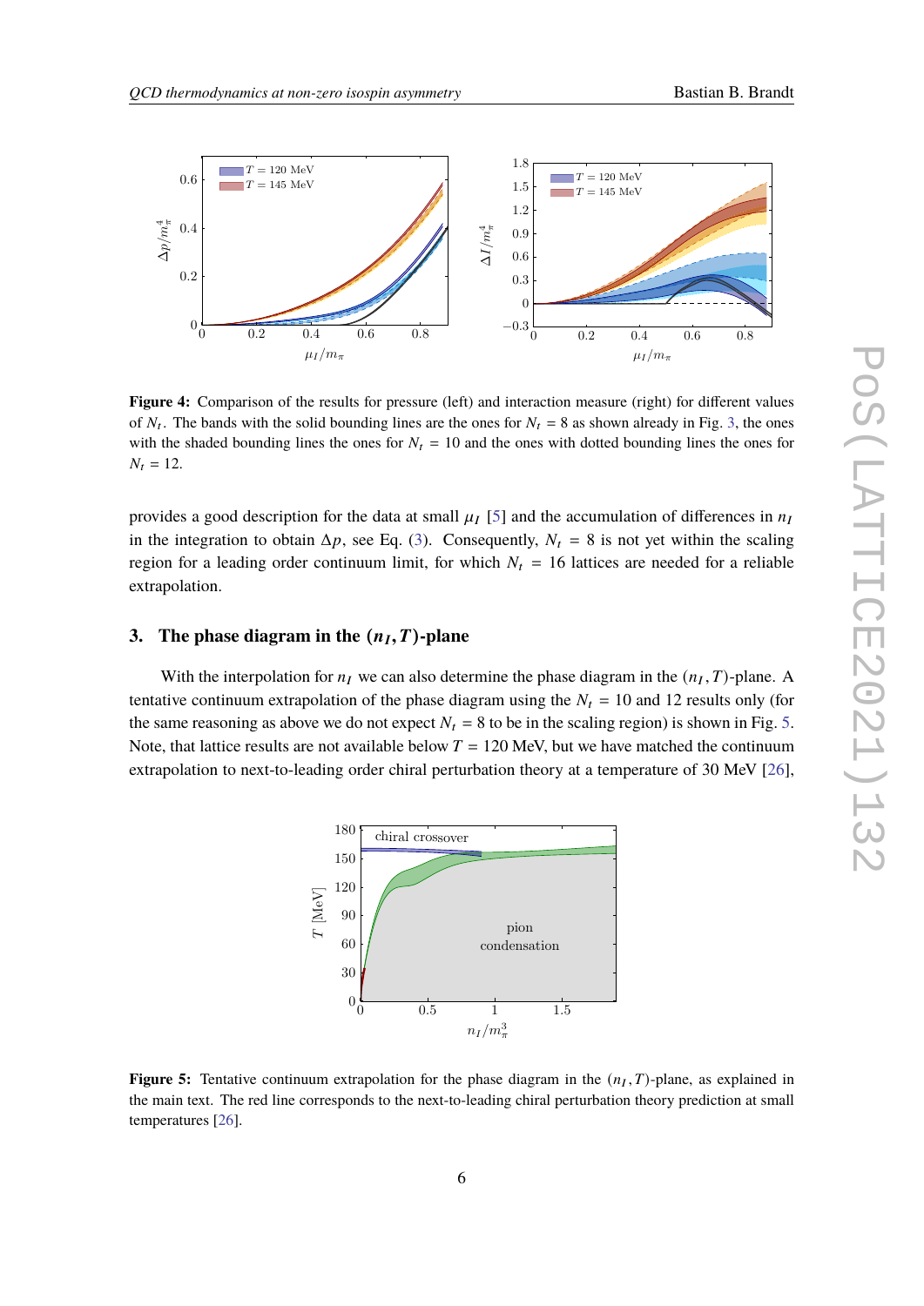**Figure 4:** Comparison of the results for pressure (left) and interaction measure (right) for different values of $N_t$. The bands with the solid bounding lines are the ones for $N_t = 8$ as shown already in Fig. 3, the ones with the shaded bounding lines the ones for $N_t = 10$ and the ones with dotted bounding lines the ones for $N_t = 12$.

provides a good description for the data at small $\mu_I$ [5] and the accumulation of differences in $n_I$ in the integration to obtain $\Delta p$, see Eq. (3). Consequently, $N_t = 8$ is not yet within the scaling region for a leading order continuum limit, for which $N_t = 16$ lattices are needed for a reliable extrapolation.

## 3. The phase diagram in the $(n_I, T)$-plane

With the interpolation for $n_I$ we can also determine the phase diagram in the $(n_I, T)$-plane. A tentative continuum extrapolation of the phase diagram using the $N_t = 10$ and 12 results only (for the same reasoning as above we do not expect $N_t = 8$ to be in the scaling region) is shown in Fig. 5. Note, that lattice results are not available below $T = 120$ MeV, but we have matched the continuum extrapolation to next-to-leading order chiral perturbation theory at a temperature of 30 MeV [26],

**Figure 5:** Tentative continuum extrapolation for the phase diagram in the $(n_I, T)$-plane, as explained in the main text. The red line corresponds to the next-to-leading chiral perturbation theory prediction at small temperatures [26].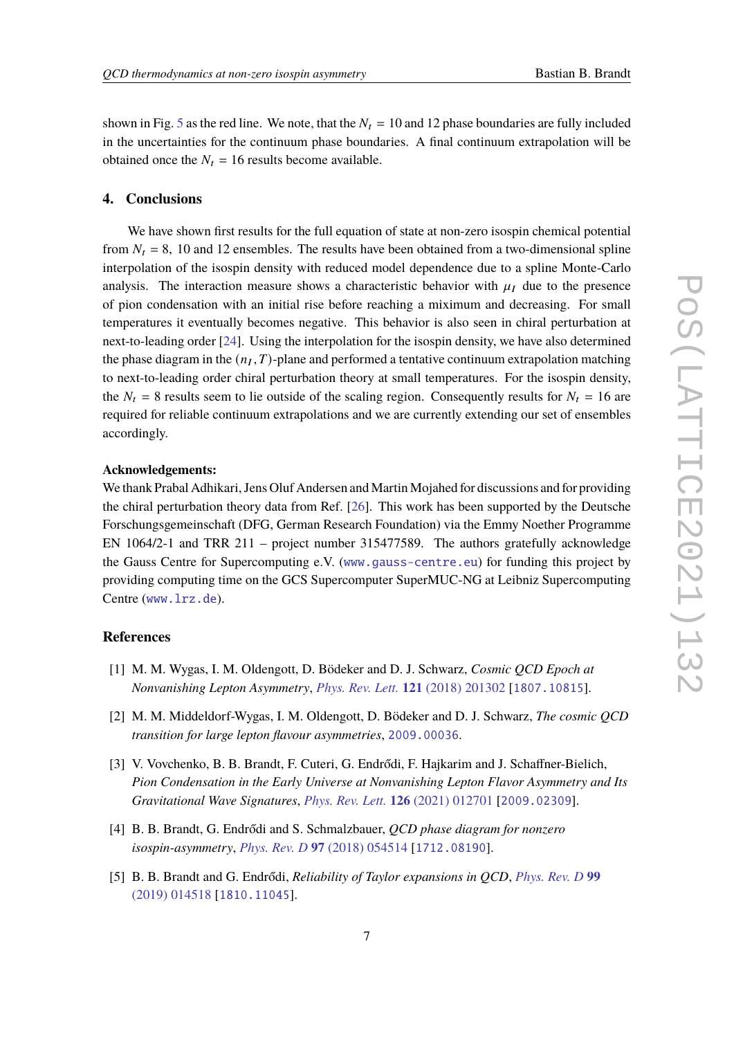shown in Fig. 5 as the red line. We note, that the $N_t = 10$ and 12 phase boundaries are fully included in the uncertainties for the continuum phase boundaries. A final continuum extrapolation will be obtained once the $N_t = 16$ results become available.

## 4. Conclusions

We have shown first results for the full equation of state at non-zero isospin chemical potential from $N_t = 8$, 10 and 12 ensembles. The results have been obtained from a two-dimensional spline interpolation of the isospin density with reduced model dependence due to a spline Monte-Carlo analysis. The interaction measure shows a characteristic behavior with $\mu_I$ due to the presence of pion condensation with an initial rise before reaching a maximum and decreasing. For small temperatures it eventually becomes negative. This behavior is also seen in chiral perturbation at next-to-leading order [24]. Using the interpolation for the isospin density, we have also determined the phase diagram in the $(n_I, T)$-plane and performed a tentative continuum extrapolation matching to next-to-leading order chiral perturbation theory at small temperatures. For the isospin density, the $N_t = 8$ results seem to lie outside of the scaling region. Consequently results for $N_t = 16$ are required for reliable continuum extrapolations and we are currently extending our set of ensembles accordingly.

**Acknowledgements:**
We thank Prabal Adhikari, Jens Oluf Andersen and Martin Mojahed for discussions and for providing the chiral perturbation theory data from Ref. [26]. This work has been supported by the Deutsche Forschungsgemeinschaft (DFG, German Research Foundation) via the Emmy Noether Programme EN 1064/2-1 and TRR 211 – project number 315477589. The authors gratefully acknowledge the Gauss Centre for Supercomputing e.V. (www.gauss-centre.eu) for funding this project by providing computing time on the GCS Supercomputer SuperMUC-NG at Leibniz Supercomputing Centre (www.lrz.de).

## References

[1] M. M. Wygas, I. M. Oldengott, D. Bödeker and D. J. Schwarz, *Cosmic QCD Epoch at Nonvanishing Lepton Asymmetry*, *Phys. Rev. Lett.* **121** (2018) 201302 [1807.10815].

[2] M. M. Middeldorf-Wygas, I. M. Oldengott, D. Bödeker and D. J. Schwarz, *The cosmic QCD transition for large lepton flavour asymmetries*, 2009.00036.

[3] V. Vovchenko, B. B. Brandt, F. Cuteri, G. Endrődi, F. Hajkarim and J. Schaffner-Bielich, *Pion Condensation in the Early Universe at Nonvanishing Lepton Flavor Asymmetry and Its Gravitational Wave Signatures*, *Phys. Rev. Lett.* **126** (2021) 012701 [2009.02309].

[4] B. B. Brandt, G. Endrődi and S. Schmalzbauer, *QCD phase diagram for nonzero isospin-asymmetry*, *Phys. Rev. D* **97** (2018) 054514 [1712.08190].

[5] B. B. Brandt and G. Endrődi, *Reliability of Taylor expansions in QCD*, *Phys. Rev. D* **99** (2019) 014518 [1810.11045].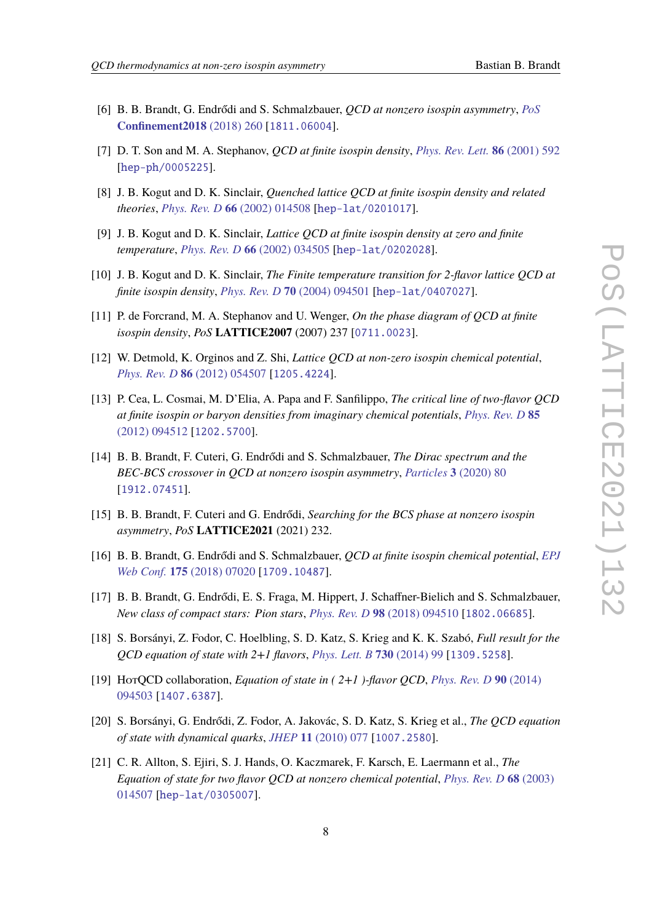[6] B. B. Brandt, G. Endrődi and S. Schmalzbauer, *QCD at nonzero isospin asymmetry*, *PoS* **Confinement2018** (2018) 260 [1811.06004].

[7] D. T. Son and M. A. Stephanov, *QCD at finite isospin density*, *Phys. Rev. Lett.* **86** (2001) 592 [hep-ph/0005225].

[8] J. B. Kogut and D. K. Sinclair, *Quenched lattice QCD at finite isospin density and related theories*, *Phys. Rev. D* **66** (2002) 014508 [hep-lat/0201017].

[9] J. B. Kogut and D. K. Sinclair, *Lattice QCD at finite isospin density at zero and finite temperature*, *Phys. Rev. D* **66** (2002) 034505 [hep-lat/0202028].

[10] J. B. Kogut and D. K. Sinclair, *The Finite temperature transition for 2-flavor lattice QCD at finite isospin density*, *Phys. Rev. D* **70** (2004) 094501 [hep-lat/0407027].

[11] P. de Forcrand, M. A. Stephanov and U. Wenger, *On the phase diagram of QCD at finite isospin density*, *PoS* **LATTICE2007** (2007) 237 [0711.0023].

[12] W. Detmold, K. Orginos and Z. Shi, *Lattice QCD at non-zero isospin chemical potential*, *Phys. Rev. D* **86** (2012) 054507 [1205.4224].

[13] P. Cea, L. Cosmai, M. D'Elia, A. Papa and F. Sanfilippo, *The critical line of two-flavor QCD at finite isospin or baryon densities from imaginary chemical potentials*, *Phys. Rev. D* **85** (2012) 094512 [1202.5700].

[14] B. B. Brandt, F. Cuteri, G. Endrődi and S. Schmalzbauer, *The Dirac spectrum and the BEC-BCS crossover in QCD at nonzero isospin asymmetry*, *Particles* **3** (2020) 80 [1912.07451].

[15] B. B. Brandt, F. Cuteri and G. Endrődi, *Searching for the BCS phase at nonzero isospin asymmetry*, *PoS* **LATTICE2021** (2021) 232.

[16] B. B. Brandt, G. Endrődi and S. Schmalzbauer, *QCD at finite isospin chemical potential*, *EPJ Web Conf.* **175** (2018) 07020 [1709.10487].

[17] B. B. Brandt, G. Endrődi, E. S. Fraga, M. Hippert, J. Schaffner-Bielich and S. Schmalzbauer, *New class of compact stars: Pion stars*, *Phys. Rev. D* **98** (2018) 094510 [1802.06685].

[18] S. Borsányi, Z. Fodor, C. Hoelbling, S. D. Katz, S. Krieg and K. K. Szabó, *Full result for the QCD equation of state with 2+1 flavors*, *Phys. Lett. B* **730** (2014) 99 [1309.5258].

[19] HotQCD collaboration, *Equation of state in ( 2+1 )-flavor QCD*, *Phys. Rev. D* **90** (2014) 094503 [1407.6387].

[20] S. Borsányi, G. Endrődi, Z. Fodor, A. Jakovác, S. D. Katz, S. Krieg et al., *The QCD equation of state with dynamical quarks*, *JHEP* **11** (2010) 077 [1007.2580].

[21] C. R. Allton, S. Ejiri, S. J. Hands, O. Kaczmarek, F. Karsch, E. Laermann et al., *The Equation of state for two flavor QCD at nonzero chemical potential*, *Phys. Rev. D* **68** (2003) 014507 [hep-lat/0305007].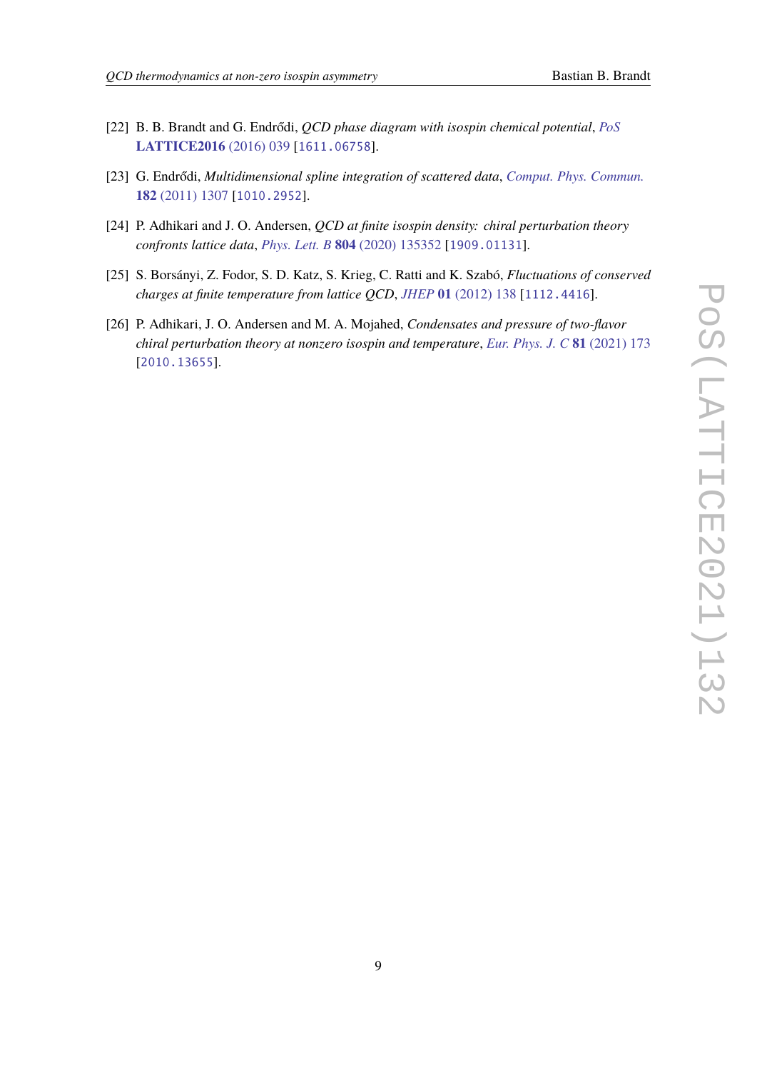[22] B. B. Brandt and G. Endrődi, *QCD phase diagram with isospin chemical potential*, PoS **LATTICE2016** (2016) 039 [1611.06758].

[23] G. Endrődi, *Multidimensional spline integration of scattered data*, Comput. Phys. Commun. **182** (2011) 1307 [1010.2952].

[24] P. Adhikari and J. O. Andersen, *QCD at finite isospin density: chiral perturbation theory confronts lattice data*, Phys. Lett. B **804** (2020) 135352 [1909.01131].

[25] S. Borsányi, Z. Fodor, S. D. Katz, S. Krieg, C. Ratti and K. Szabó, *Fluctuations of conserved charges at finite temperature from lattice QCD*, JHEP **01** (2012) 138 [1112.4416].

[26] P. Adhikari, J. O. Andersen and M. A. Mojahed, *Condensates and pressure of two-flavor chiral perturbation theory at nonzero isospin and temperature*, Eur. Phys. J. C **81** (2021) 173 [2010.13655].